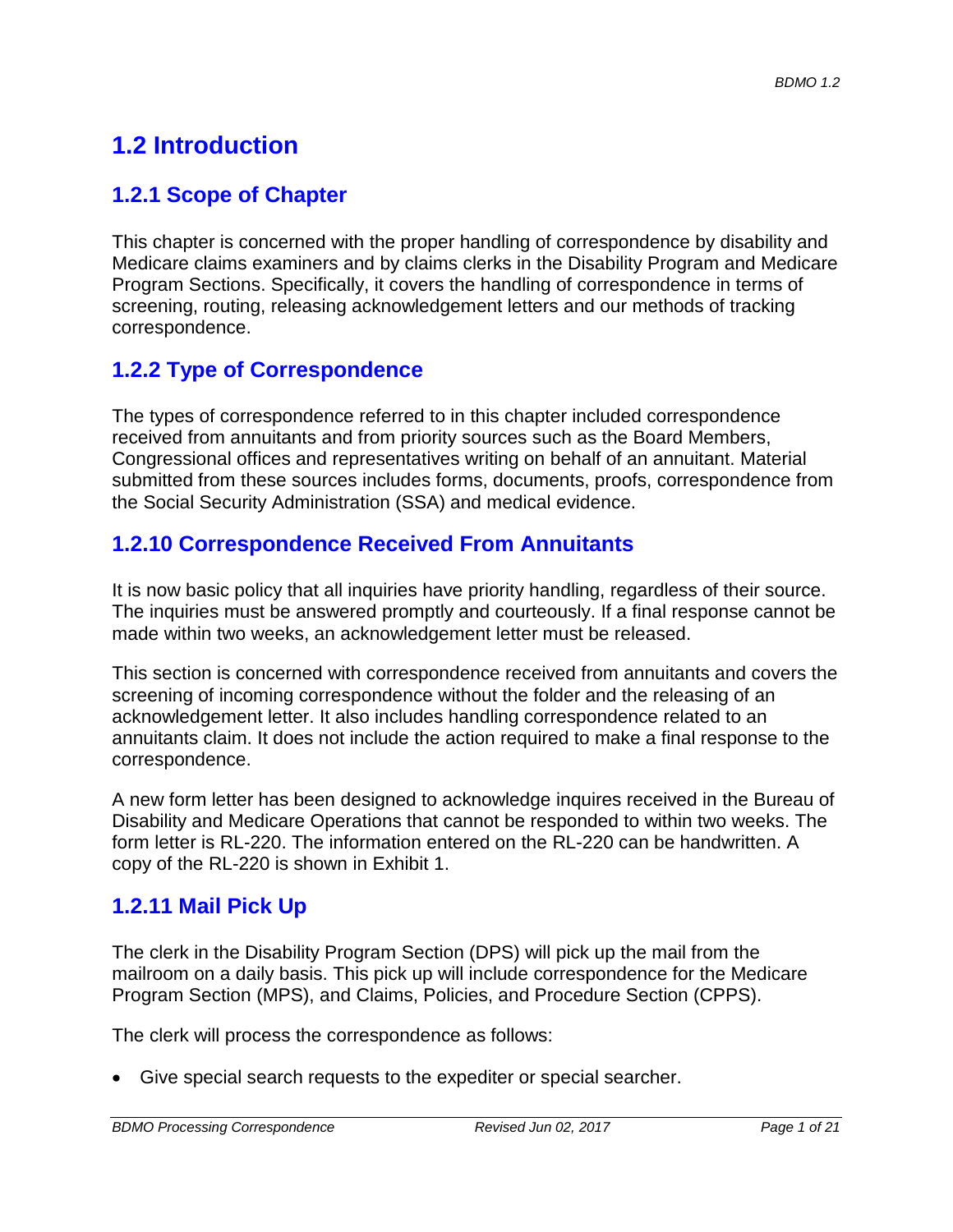# 1.2 Introduction

## 1.2.1 Scope of Chapter

This chapter is concerned with the proper handling of correspondence by disability and Medicare claims examiners and by claims clerks in the Disability Program and Medicare Program Sections. Specifically, it covers the handling of correspondence in terms of screening, routing, releasing acknowledgement letters and our methods of tracking correspondence.

## 1.2.2 Type of Correspondence

The types of correspondence referred to in this chapter included correspondence received from annuitants and from priority sources such as the Board Members, Congressional offices and representatives writing on behalf of an annuitant. Material submitted from these sources includes forms, documents, proofs, correspondence from the Social Security Administration (SSA) and medical evidence.

## 1.2.10 Correspondence Received From Annuitants

It is now basic policy that all inquiries have priority handling, regardless of their source. The inquiries must be answered promptly and courteously. If a final response cannot be made within two weeks, an acknowledgement letter must be released.

This section is concerned with correspondence received from annuitants and covers the screening of incoming correspondence without the folder and the releasing of an acknowledgement letter. It also includes handling correspondence related to an annuitants claim. It does not include the action required to make a final response to the correspondence.

A new form letter has been designed to acknowledge inquires received in the Bureau of Disability and Medicare Operations that cannot be responded to within two weeks. The form letter is RL-220. The information entered on the RL-220 can be handwritten. A copy of the RL-220 is shown in Exhibit 1.

## 1.2.11 Mail Pick Up

The clerk in the Disability Program Section (DPS) will pick up the mail from the mailroom on a daily basis. This pick up will include correspondence for the Medicare Program Section (MPS), and Claims, Policies, and Procedure Section (CPPS).

The clerk will process the correspondence as follows:

- Give special search requests to the expediter or special searcher.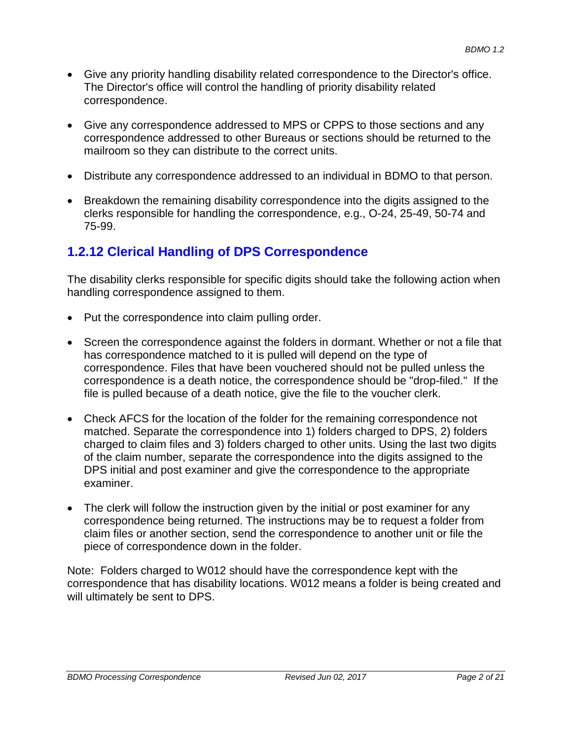- Give any priority handling disability related correspondence to the Director's office. The Director's office will control the handling of priority disability related correspondence.
- Give any correspondence addressed to MPS or CPPS to those sections and any correspondence addressed to other Bureaus or sections should be returned to the mailroom so they can distribute to the correct units.
- Distribute any correspondence addressed to an individual in BDMO to that person.
- Breakdown the remaining disability correspondence into the digits assigned to the clerks responsible for handling the correspondence, e.g., O-24, 25-49, 50-74 and 75-99.

## 1.2.12 Clerical Handling of DPS Correspondence

The disability clerks responsible for specific digits should take the following action when handling correspondence assigned to them.

- Put the correspondence into claim pulling order.
- Screen the correspondence against the folders in dormant. Whether or not a file that has correspondence matched to it is pulled will depend on the type of correspondence. Files that have been vouchered should not be pulled unless the correspondence is a death notice, the correspondence should be "drop-filed." If the file is pulled because of a death notice, give the file to the voucher clerk.
- Check AFCS for the location of the folder for the remaining correspondence not matched. Separate the correspondence into 1) folders charged to DPS, 2) folders charged to claim files and 3) folders charged to other units. Using the last two digits of the claim number, separate the correspondence into the digits assigned to the DPS initial and post examiner and give the correspondence to the appropriate examiner.
- The clerk will follow the instruction given by the initial or post examiner for any correspondence being returned. The instructions may be to request a folder from claim files or another section, send the correspondence to another unit or file the piece of correspondence down in the folder.

Note: Folders charged to W012 should have the correspondence kept with the correspondence that has disability locations. W012 means a folder is being created and will ultimately be sent to DPS.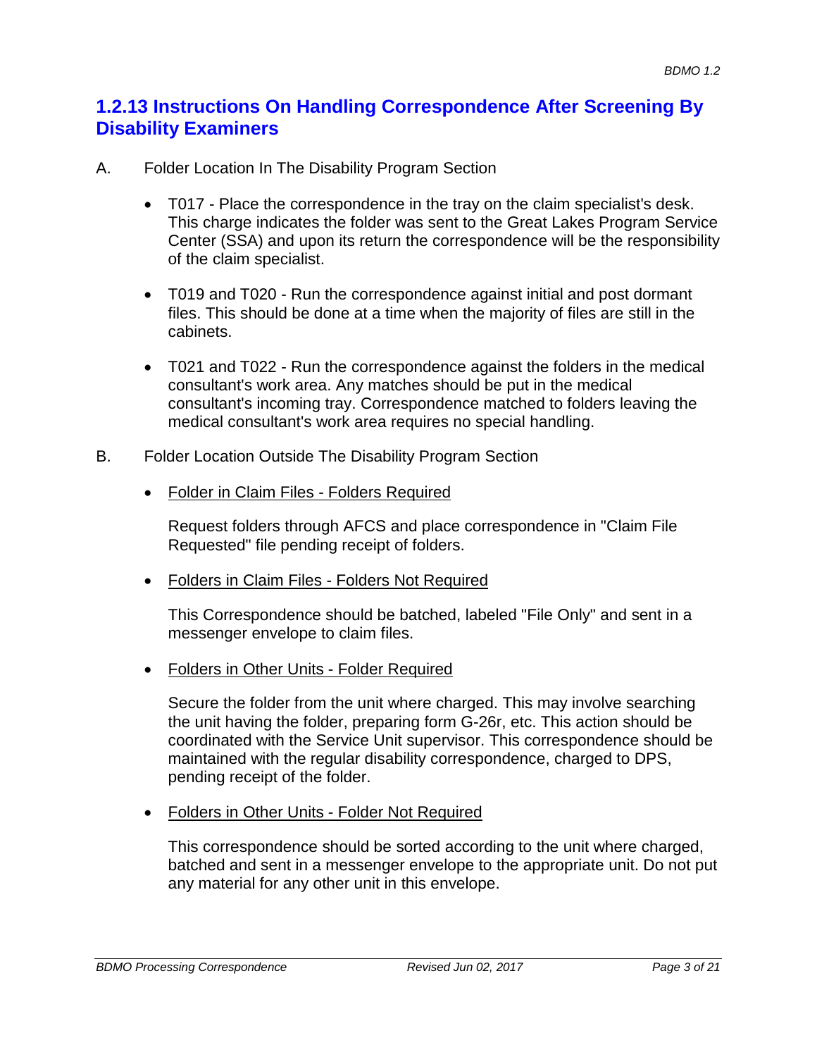## 1.2.13 Instructions On Handling Correspondence After Screening By Disability Examiners

A. Folder Location In The Disability Program Section

- T017 - Place the correspondence in the tray on the claim specialist's desk. This charge indicates the folder was sent to the Great Lakes Program Service Center (SSA) and upon its return the correspondence will be the responsibility of the claim specialist.

- T019 and T020 - Run the correspondence against initial and post dormant files. This should be done at a time when the majority of files are still in the cabinets.

- T021 and T022 - Run the correspondence against the folders in the medical consultant's work area. Any matches should be put in the medical consultant's incoming tray. Correspondence matched to folders leaving the medical consultant's work area requires no special handling.

B. Folder Location Outside The Disability Program Section

- <u>Folder in Claim Files - Folders Required</u>

  Request folders through AFCS and place correspondence in "Claim File Requested" file pending receipt of folders.

- <u>Folders in Claim Files - Folders Not Required</u>

  This Correspondence should be batched, labeled "File Only" and sent in a messenger envelope to claim files.

- <u>Folders in Other Units - Folder Required</u>

  Secure the folder from the unit where charged. This may involve searching the unit having the folder, preparing form G-26r, etc. This action should be coordinated with the Service Unit supervisor. This correspondence should be maintained with the regular disability correspondence, charged to DPS, pending receipt of the folder.

- <u>Folders in Other Units - Folder Not Required</u>

  This correspondence should be sorted according to the unit where charged, batched and sent in a messenger envelope to the appropriate unit. Do not put any material for any other unit in this envelope.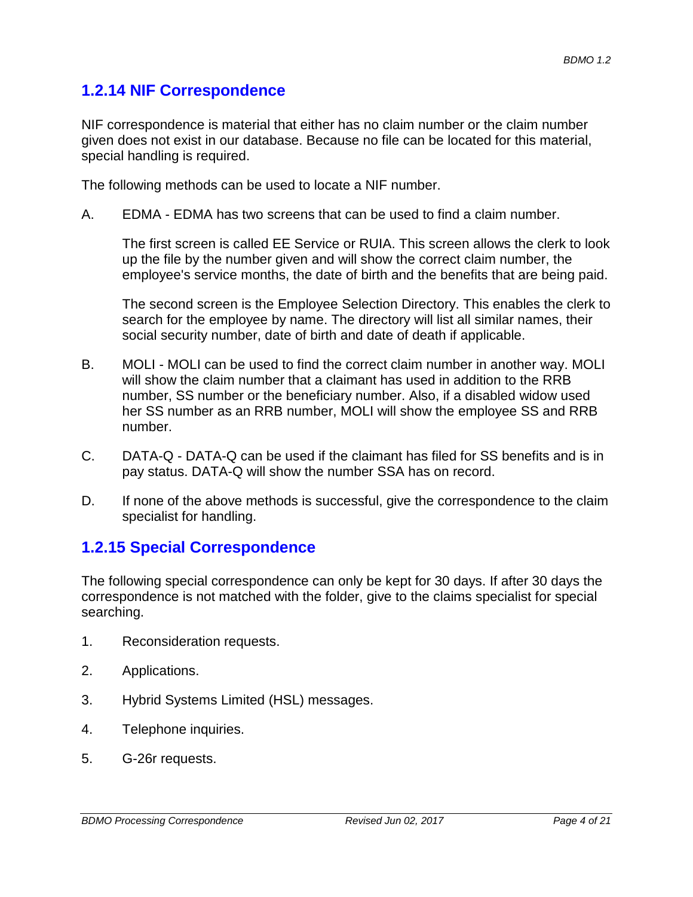## 1.2.14 NIF Correspondence

NIF correspondence is material that either has no claim number or the claim number given does not exist in our database. Because no file can be located for this material, special handling is required.

The following methods can be used to locate a NIF number.

A. EDMA - EDMA has two screens that can be used to find a claim number.

   The first screen is called EE Service or RUIA. This screen allows the clerk to look up the file by the number given and will show the correct claim number, the employee's service months, the date of birth and the benefits that are being paid.

   The second screen is the Employee Selection Directory. This enables the clerk to search for the employee by name. The directory will list all similar names, their social security number, date of birth and date of death if applicable.

B. MOLI - MOLI can be used to find the correct claim number in another way. MOLI will show the claim number that a claimant has used in addition to the RRB number, SS number or the beneficiary number. Also, if a disabled widow used her SS number as an RRB number, MOLI will show the employee SS and RRB number.

C. DATA-Q - DATA-Q can be used if the claimant has filed for SS benefits and is in pay status. DATA-Q will show the number SSA has on record.

D. If none of the above methods is successful, give the correspondence to the claim specialist for handling.

## 1.2.15 Special Correspondence

The following special correspondence can only be kept for 30 days. If after 30 days the correspondence is not matched with the folder, give to the claims specialist for special searching.

1. Reconsideration requests.
2. Applications.
3. Hybrid Systems Limited (HSL) messages.
4. Telephone inquiries.
5. G-26r requests.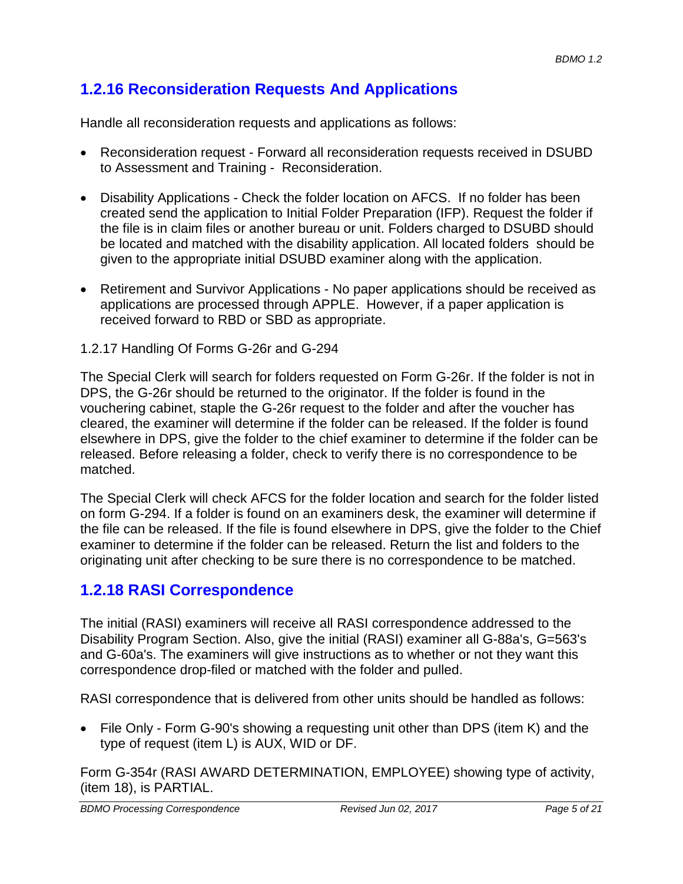## 1.2.16 Reconsideration Requests And Applications

Handle all reconsideration requests and applications as follows:

- Reconsideration request - Forward all reconsideration requests received in DSUBD to Assessment and Training - Reconsideration.
- Disability Applications - Check the folder location on AFCS. If no folder has been created send the application to Initial Folder Preparation (IFP). Request the folder if the file is in claim files or another bureau or unit. Folders charged to DSUBD should be located and matched with the disability application. All located folders should be given to the appropriate initial DSUBD examiner along with the application.
- Retirement and Survivor Applications - No paper applications should be received as applications are processed through APPLE. However, if a paper application is received forward to RBD or SBD as appropriate.

1.2.17 Handling Of Forms G-26r and G-294

The Special Clerk will search for folders requested on Form G-26r. If the folder is not in DPS, the G-26r should be returned to the originator. If the folder is found in the vouchering cabinet, staple the G-26r request to the folder and after the voucher has cleared, the examiner will determine if the folder can be released. If the folder is found elsewhere in DPS, give the folder to the chief examiner to determine if the folder can be released. Before releasing a folder, check to verify there is no correspondence to be matched.

The Special Clerk will check AFCS for the folder location and search for the folder listed on form G-294. If a folder is found on an examiners desk, the examiner will determine if the file can be released. If the file is found elsewhere in DPS, give the folder to the Chief examiner to determine if the folder can be released. Return the list and folders to the originating unit after checking to be sure there is no correspondence to be matched.

## 1.2.18 RASI Correspondence

The initial (RASI) examiners will receive all RASI correspondence addressed to the Disability Program Section. Also, give the initial (RASI) examiner all G-88a's, G=563's and G-60a's. The examiners will give instructions as to whether or not they want this correspondence drop-filed or matched with the folder and pulled.

RASI correspondence that is delivered from other units should be handled as follows:

- File Only - Form G-90's showing a requesting unit other than DPS (item K) and the type of request (item L) is AUX, WID or DF.

Form G-354r (RASI AWARD DETERMINATION, EMPLOYEE) showing type of activity, (item 18), is PARTIAL.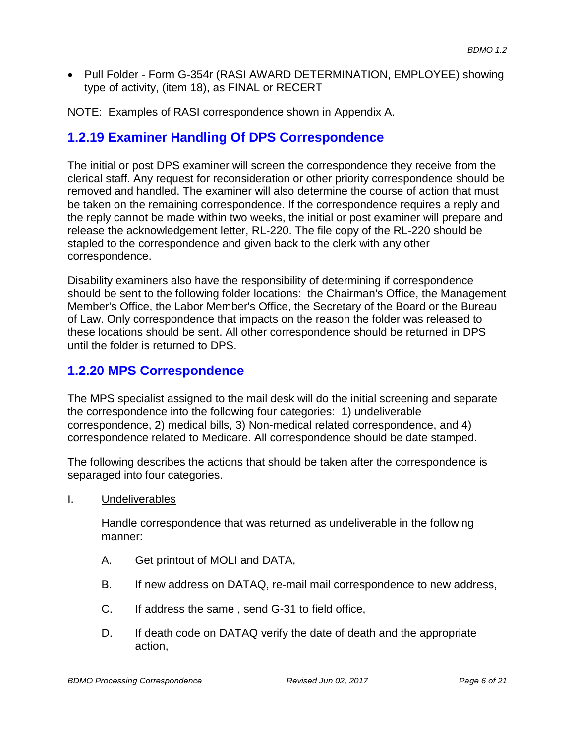- Pull Folder - Form G-354r (RASI AWARD DETERMINATION, EMPLOYEE) showing type of activity, (item 18), as FINAL or RECERT

NOTE: Examples of RASI correspondence shown in Appendix A.

## 1.2.19 Examiner Handling Of DPS Correspondence

The initial or post DPS examiner will screen the correspondence they receive from the clerical staff. Any request for reconsideration or other priority correspondence should be removed and handled. The examiner will also determine the course of action that must be taken on the remaining correspondence. If the correspondence requires a reply and the reply cannot be made within two weeks, the initial or post examiner will prepare and release the acknowledgement letter, RL-220. The file copy of the RL-220 should be stapled to the correspondence and given back to the clerk with any other correspondence.

Disability examiners also have the responsibility of determining if correspondence should be sent to the following folder locations: the Chairman's Office, the Management Member's Office, the Labor Member's Office, the Secretary of the Board or the Bureau of Law. Only correspondence that impacts on the reason the folder was released to these locations should be sent. All other correspondence should be returned in DPS until the folder is returned to DPS.

## 1.2.20 MPS Correspondence

The MPS specialist assigned to the mail desk will do the initial screening and separate the correspondence into the following four categories: 1) undeliverable correspondence, 2) medical bills, 3) Non-medical related correspondence, and 4) correspondence related to Medicare. All correspondence should be date stamped.

The following describes the actions that should be taken after the correspondence is separaged into four categories.

I. <u>Undeliverables</u>

   Handle correspondence that was returned as undeliverable in the following manner:

   A. Get printout of MOLI and DATA,

   B. If new address on DATAQ, re-mail mail correspondence to new address,

   C. If address the same , send G-31 to field office,

   D. If death code on DATAQ verify the date of death and the appropriate action,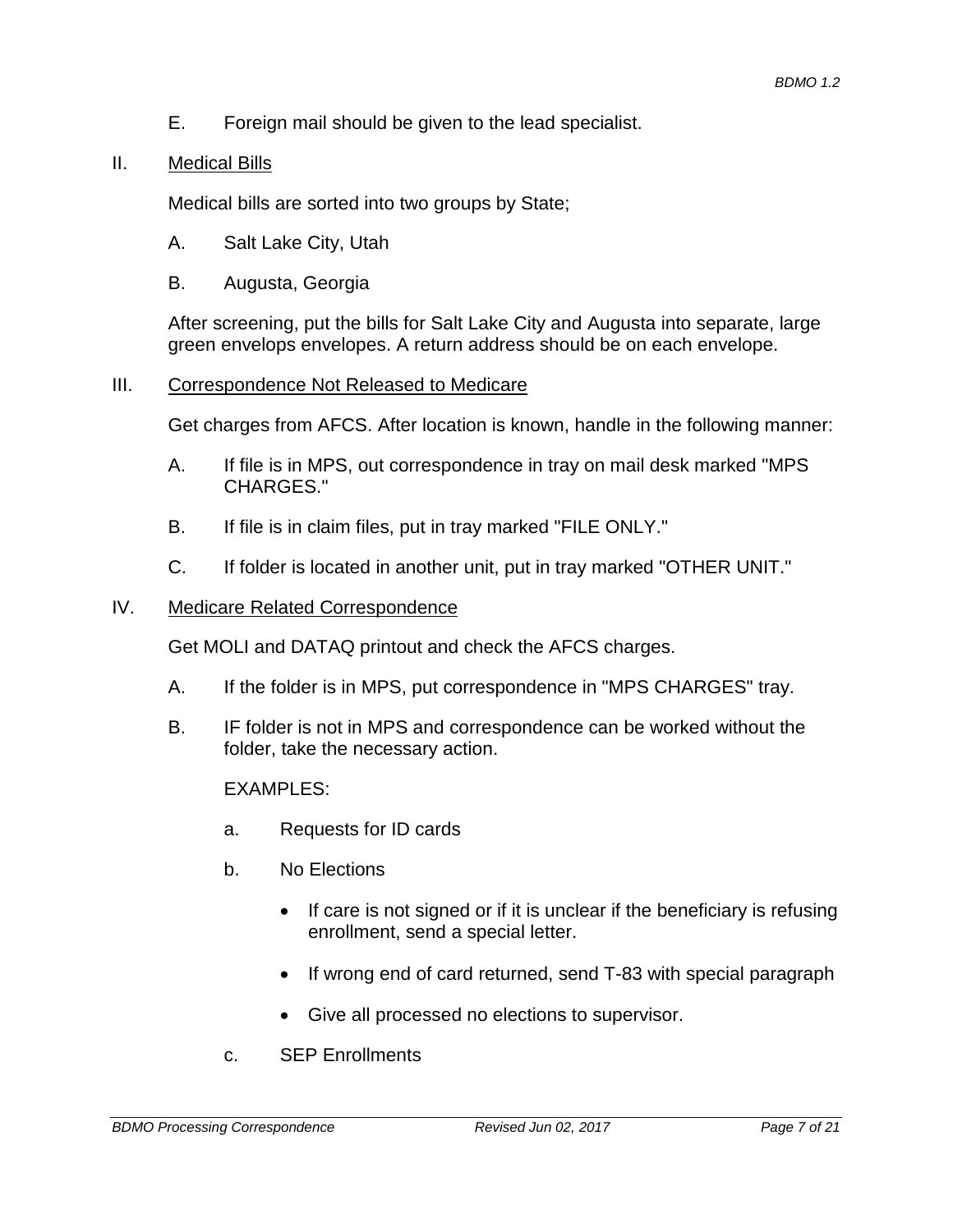E. Foreign mail should be given to the lead specialist.

II. Medical Bills

Medical bills are sorted into two groups by State;

A. Salt Lake City, Utah

B. Augusta, Georgia

After screening, put the bills for Salt Lake City and Augusta into separate, large green envelops envelopes. A return address should be on each envelope.

III. Correspondence Not Released to Medicare

Get charges from AFCS. After location is known, handle in the following manner:

A. If file is in MPS, out correspondence in tray on mail desk marked "MPS CHARGES."

B. If file is in claim files, put in tray marked "FILE ONLY."

C. If folder is located in another unit, put in tray marked "OTHER UNIT."

IV. Medicare Related Correspondence

Get MOLI and DATAQ printout and check the AFCS charges.

A. If the folder is in MPS, put correspondence in "MPS CHARGES" tray.

B. IF folder is not in MPS and correspondence can be worked without the folder, take the necessary action.

EXAMPLES:

a. Requests for ID cards

b. No Elections

- If care is not signed or if it is unclear if the beneficiary is refusing enrollment, send a special letter.
- If wrong end of card returned, send T-83 with special paragraph
- Give all processed no elections to supervisor.

c. SEP Enrollments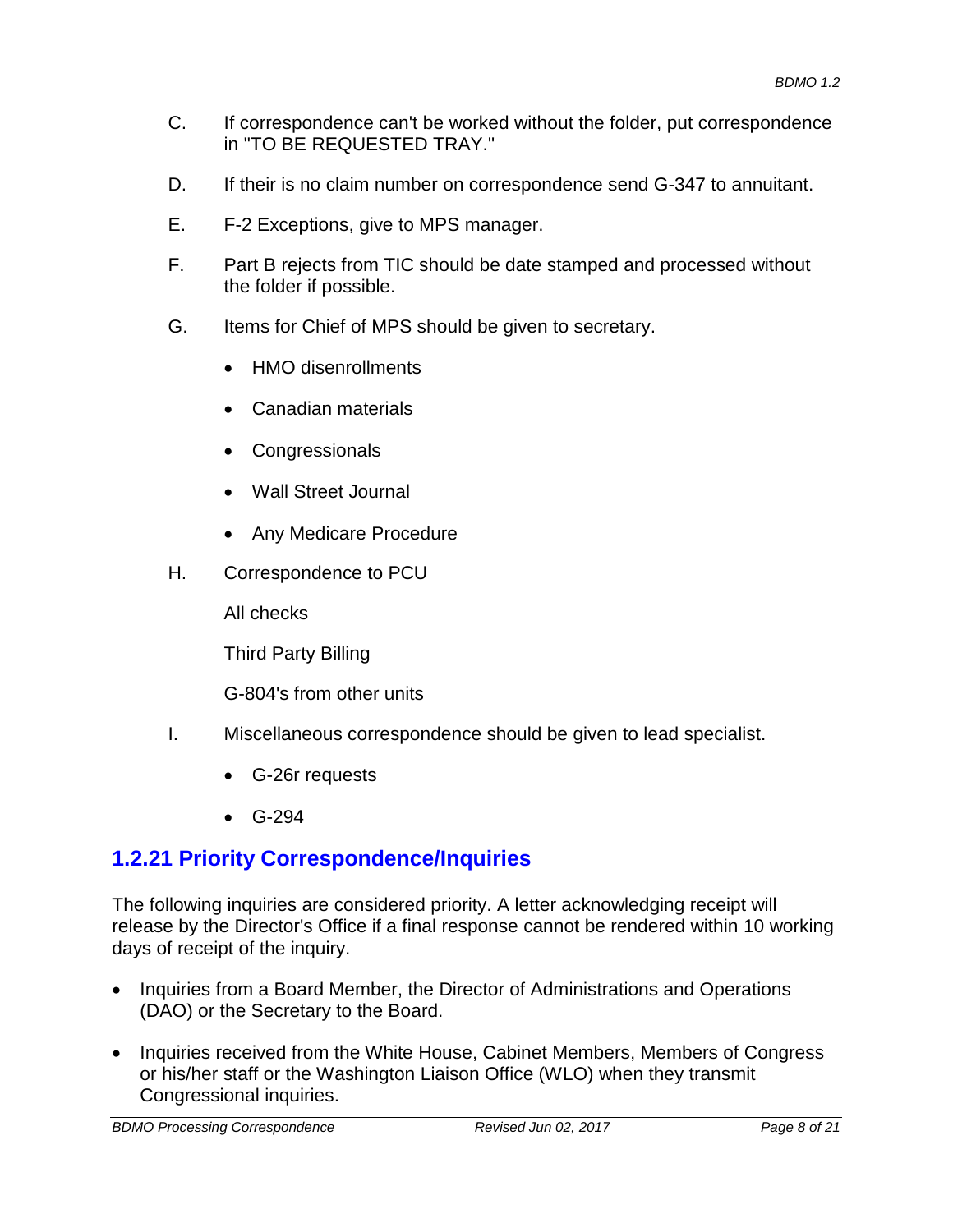C. If correspondence can't be worked without the folder, put correspondence in "TO BE REQUESTED TRAY."

D. If their is no claim number on correspondence send G-347 to annuitant.

E. F-2 Exceptions, give to MPS manager.

F. Part B rejects from TIC should be date stamped and processed without the folder if possible.

G. Items for Chief of MPS should be given to secretary.

- HMO disenrollments
- Canadian materials
- Congressionals
- Wall Street Journal
- Any Medicare Procedure

H. Correspondence to PCU

All checks

Third Party Billing

G-804's from other units

I. Miscellaneous correspondence should be given to lead specialist.

- G-26r requests
- G-294

## 1.2.21 Priority Correspondence/Inquiries

The following inquiries are considered priority. A letter acknowledging receipt will release by the Director's Office if a final response cannot be rendered within 10 working days of receipt of the inquiry.

- Inquiries from a Board Member, the Director of Administrations and Operations (DAO) or the Secretary to the Board.
- Inquiries received from the White House, Cabinet Members, Members of Congress or his/her staff or the Washington Liaison Office (WLO) when they transmit Congressional inquiries.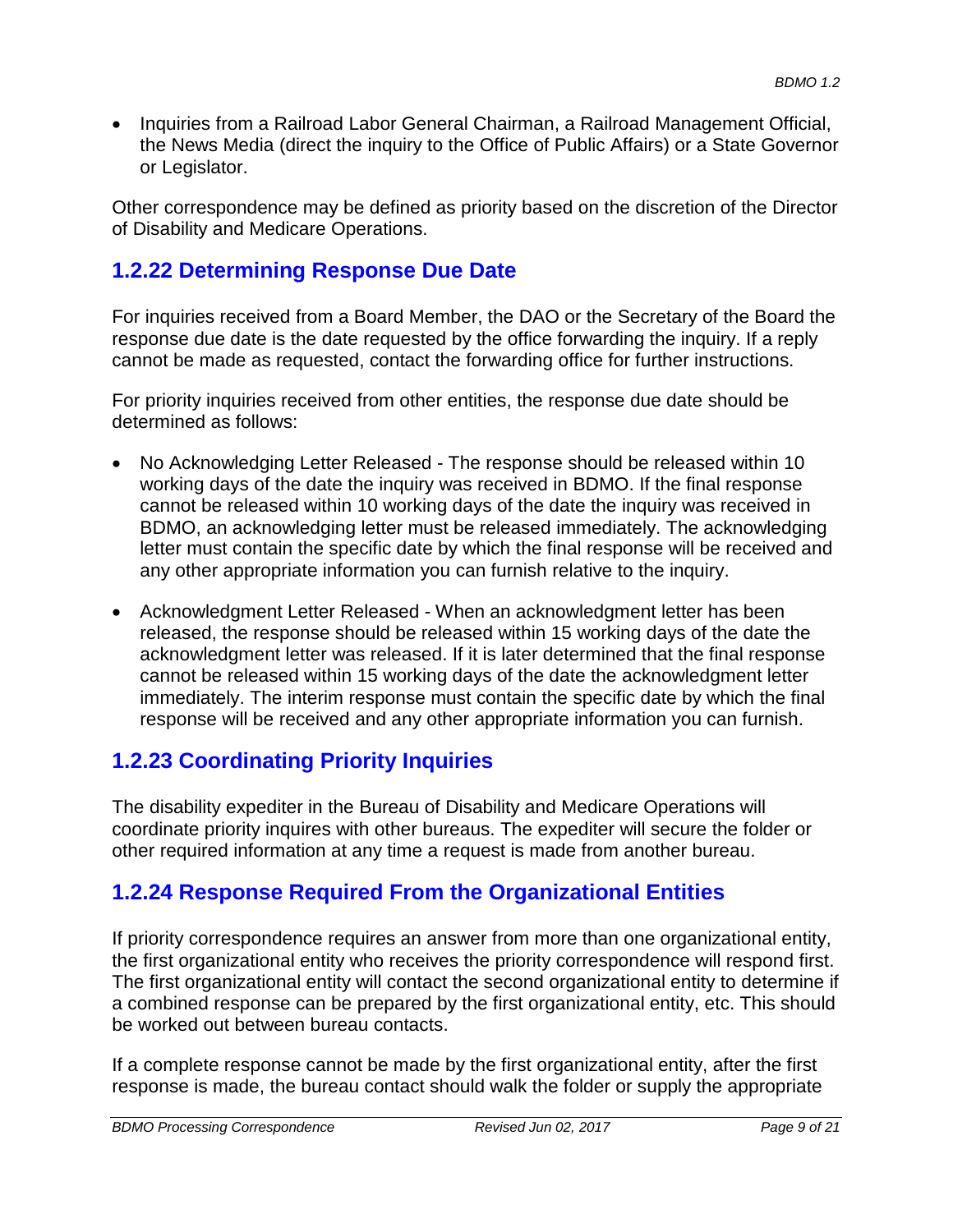- Inquiries from a Railroad Labor General Chairman, a Railroad Management Official, the News Media (direct the inquiry to the Office of Public Affairs) or a State Governor or Legislator.

Other correspondence may be defined as priority based on the discretion of the Director of Disability and Medicare Operations.

## 1.2.22 Determining Response Due Date

For inquiries received from a Board Member, the DAO or the Secretary of the Board the response due date is the date requested by the office forwarding the inquiry. If a reply cannot be made as requested, contact the forwarding office for further instructions.

For priority inquiries received from other entities, the response due date should be determined as follows:

- No Acknowledging Letter Released - The response should be released within 10 working days of the date the inquiry was received in BDMO. If the final response cannot be released within 10 working days of the date the inquiry was received in BDMO, an acknowledging letter must be released immediately. The acknowledging letter must contain the specific date by which the final response will be received and any other appropriate information you can furnish relative to the inquiry.
- Acknowledgment Letter Released - When an acknowledgment letter has been released, the response should be released within 15 working days of the date the acknowledgment letter was released. If it is later determined that the final response cannot be released within 15 working days of the date the acknowledgment letter immediately. The interim response must contain the specific date by which the final response will be received and any other appropriate information you can furnish.

## 1.2.23 Coordinating Priority Inquiries

The disability expediter in the Bureau of Disability and Medicare Operations will coordinate priority inquires with other bureaus. The expediter will secure the folder or other required information at any time a request is made from another bureau.

## 1.2.24 Response Required From the Organizational Entities

If priority correspondence requires an answer from more than one organizational entity, the first organizational entity who receives the priority correspondence will respond first. The first organizational entity will contact the second organizational entity to determine if a combined response can be prepared by the first organizational entity, etc. This should be worked out between bureau contacts.

If a complete response cannot be made by the first organizational entity, after the first response is made, the bureau contact should walk the folder or supply the appropriate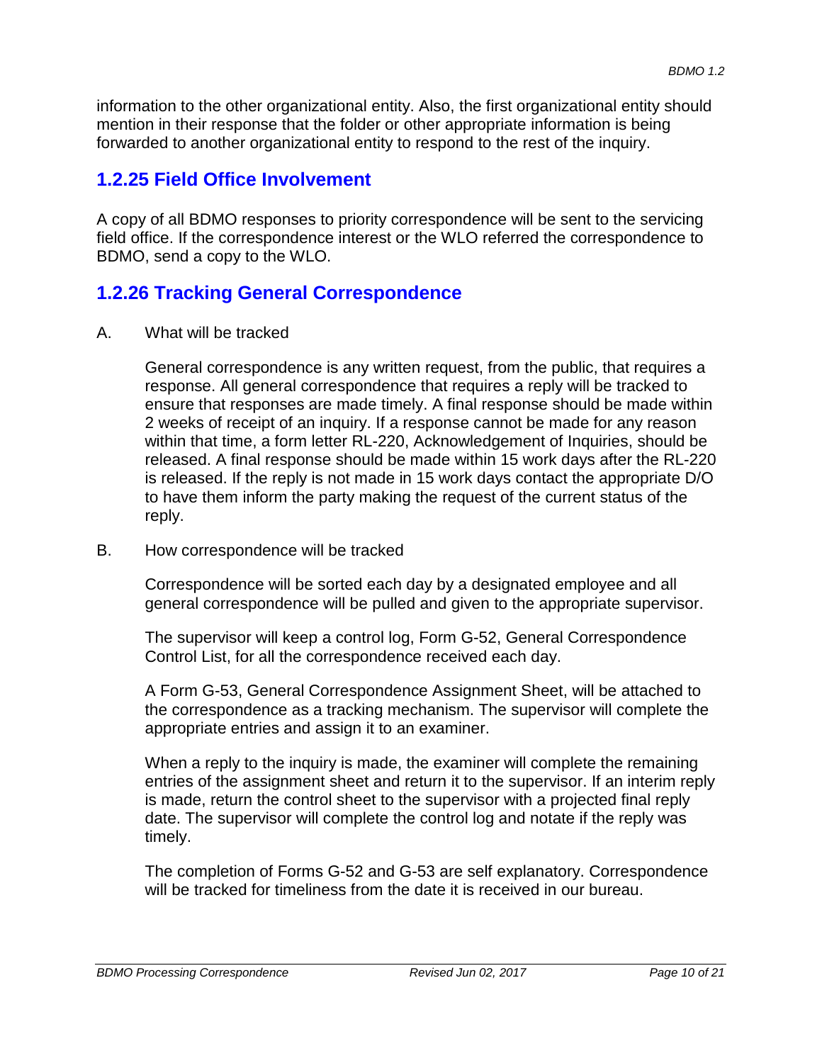information to the other organizational entity. Also, the first organizational entity should mention in their response that the folder or other appropriate information is being forwarded to another organizational entity to respond to the rest of the inquiry.

## 1.2.25 Field Office Involvement

A copy of all BDMO responses to priority correspondence will be sent to the servicing field office. If the correspondence interest or the WLO referred the correspondence to BDMO, send a copy to the WLO.

## 1.2.26 Tracking General Correspondence

A. What will be tracked

General correspondence is any written request, from the public, that requires a response. All general correspondence that requires a reply will be tracked to ensure that responses are made timely. A final response should be made within 2 weeks of receipt of an inquiry. If a response cannot be made for any reason within that time, a form letter RL-220, Acknowledgement of Inquiries, should be released. A final response should be made within 15 work days after the RL-220 is released. If the reply is not made in 15 work days contact the appropriate D/O to have them inform the party making the request of the current status of the reply.

B. How correspondence will be tracked

Correspondence will be sorted each day by a designated employee and all general correspondence will be pulled and given to the appropriate supervisor.

The supervisor will keep a control log, Form G-52, General Correspondence Control List, for all the correspondence received each day.

A Form G-53, General Correspondence Assignment Sheet, will be attached to the correspondence as a tracking mechanism. The supervisor will complete the appropriate entries and assign it to an examiner.

When a reply to the inquiry is made, the examiner will complete the remaining entries of the assignment sheet and return it to the supervisor. If an interim reply is made, return the control sheet to the supervisor with a projected final reply date. The supervisor will complete the control log and notate if the reply was timely.

The completion of Forms G-52 and G-53 are self explanatory. Correspondence will be tracked for timeliness from the date it is received in our bureau.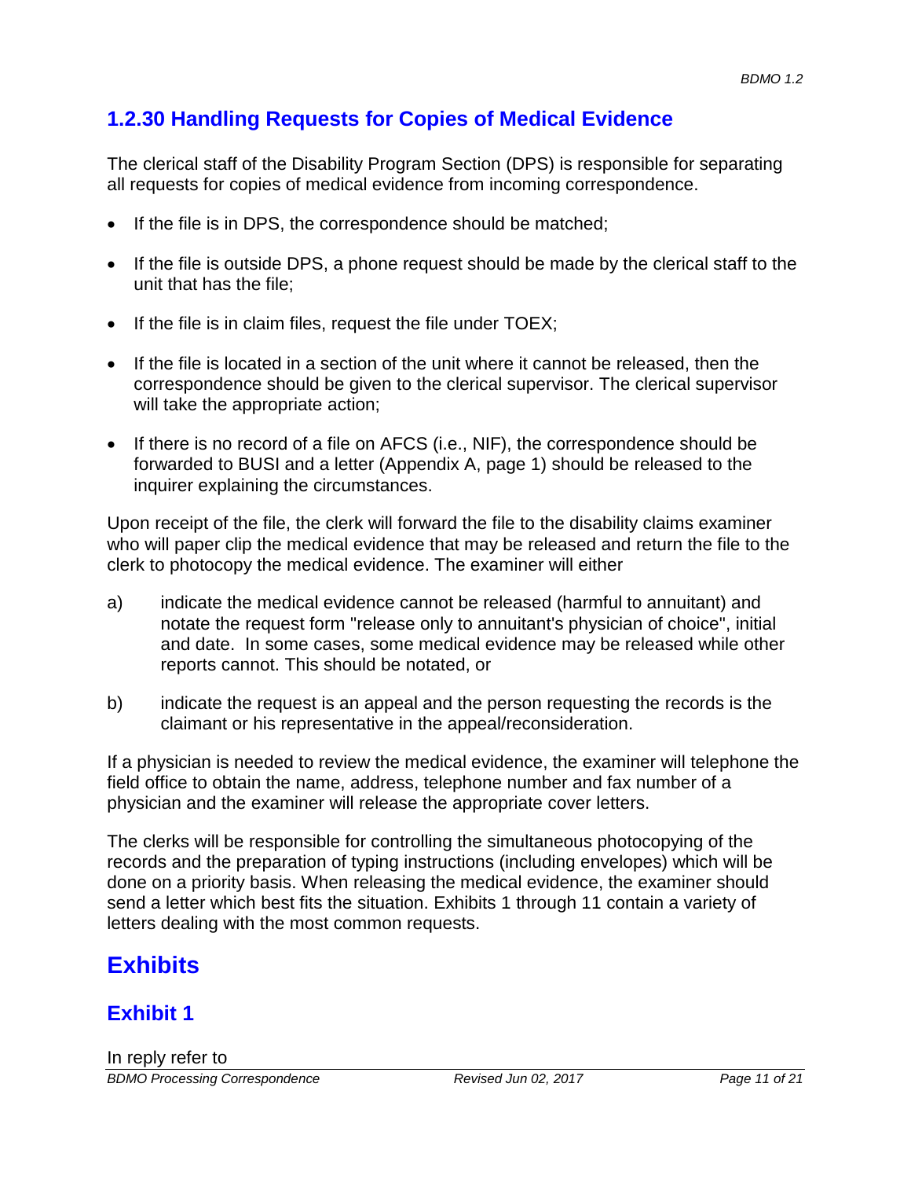## 1.2.30 Handling Requests for Copies of Medical Evidence

The clerical staff of the Disability Program Section (DPS) is responsible for separating all requests for copies of medical evidence from incoming correspondence.

- If the file is in DPS, the correspondence should be matched;
- If the file is outside DPS, a phone request should be made by the clerical staff to the unit that has the file;
- If the file is in claim files, request the file under TOEX;
- If the file is located in a section of the unit where it cannot be released, then the correspondence should be given to the clerical supervisor. The clerical supervisor will take the appropriate action;
- If there is no record of a file on AFCS (i.e., NIF), the correspondence should be forwarded to BUSI and a letter (Appendix A, page 1) should be released to the inquirer explaining the circumstances.

Upon receipt of the file, the clerk will forward the file to the disability claims examiner who will paper clip the medical evidence that may be released and return the file to the clerk to photocopy the medical evidence. The examiner will either

a) indicate the medical evidence cannot be released (harmful to annuitant) and notate the request form "release only to annuitant's physician of choice", initial and date. In some cases, some medical evidence may be released while other reports cannot. This should be notated, or

b) indicate the request is an appeal and the person requesting the records is the claimant or his representative in the appeal/reconsideration.

If a physician is needed to review the medical evidence, the examiner will telephone the field office to obtain the name, address, telephone number and fax number of a physician and the examiner will release the appropriate cover letters.

The clerks will be responsible for controlling the simultaneous photocopying of the records and the preparation of typing instructions (including envelopes) which will be done on a priority basis. When releasing the medical evidence, the examiner should send a letter which best fits the situation. Exhibits 1 through 11 contain a variety of letters dealing with the most common requests.

# Exhibits

## Exhibit 1

In reply refer to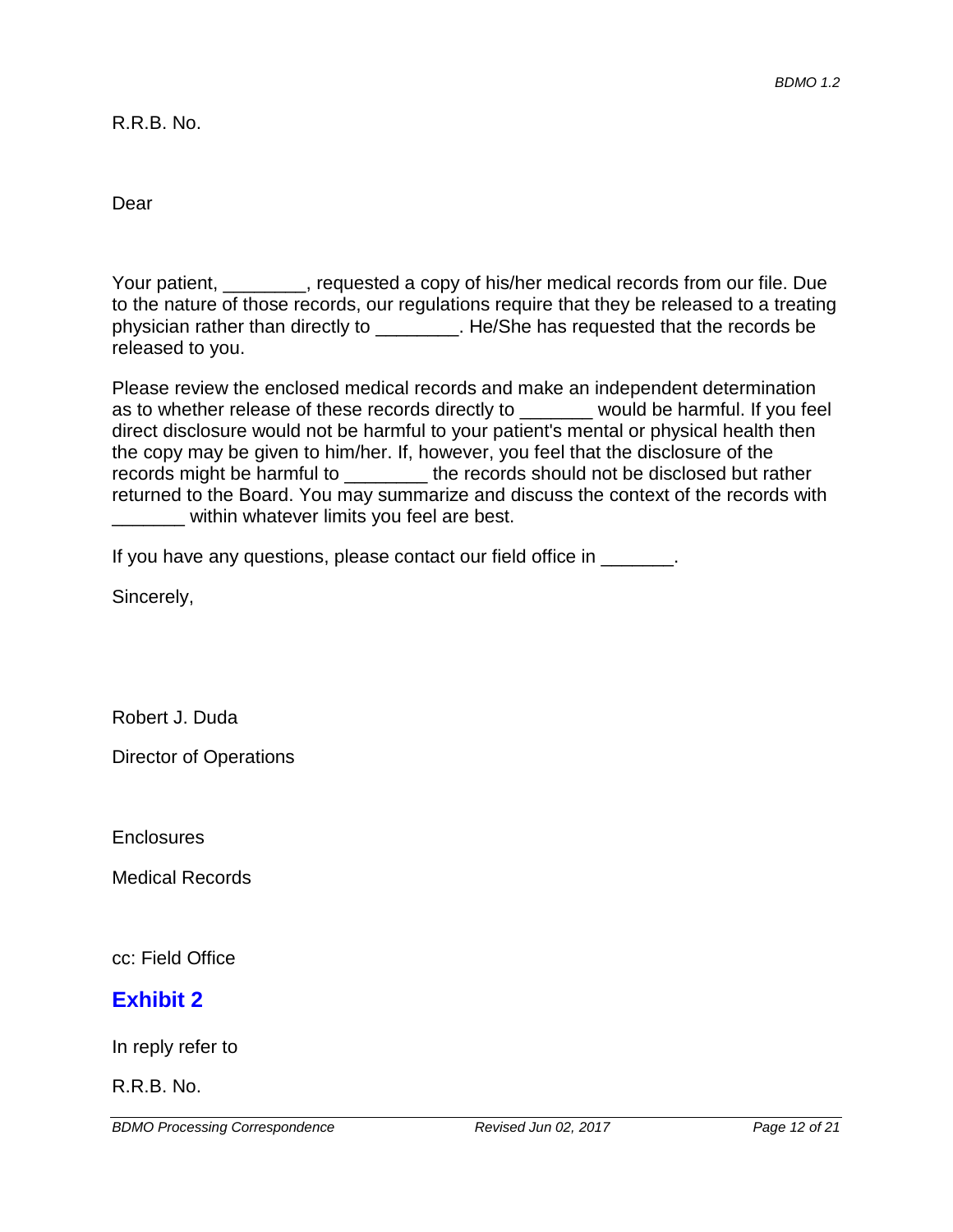R.R.B. No.

Dear

Your patient, ________, requested a copy of his/her medical records from our file. Due to the nature of those records, our regulations require that they be released to a treating physician rather than directly to ________. He/She has requested that the records be released to you.

Please review the enclosed medical records and make an independent determination as to whether release of these records directly to _______ would be harmful. If you feel direct disclosure would not be harmful to your patient's mental or physical health then the copy may be given to him/her. If, however, you feel that the disclosure of the records might be harmful to ________ the records should not be disclosed but rather returned to the Board. You may summarize and discuss the context of the records with _______ within whatever limits you feel are best.

If you have any questions, please contact our field office in _______.

Sincerely,

Robert J. Duda

Director of Operations

Enclosures

Medical Records

cc: Field Office

## Exhibit 2

In reply refer to

R.R.B. No.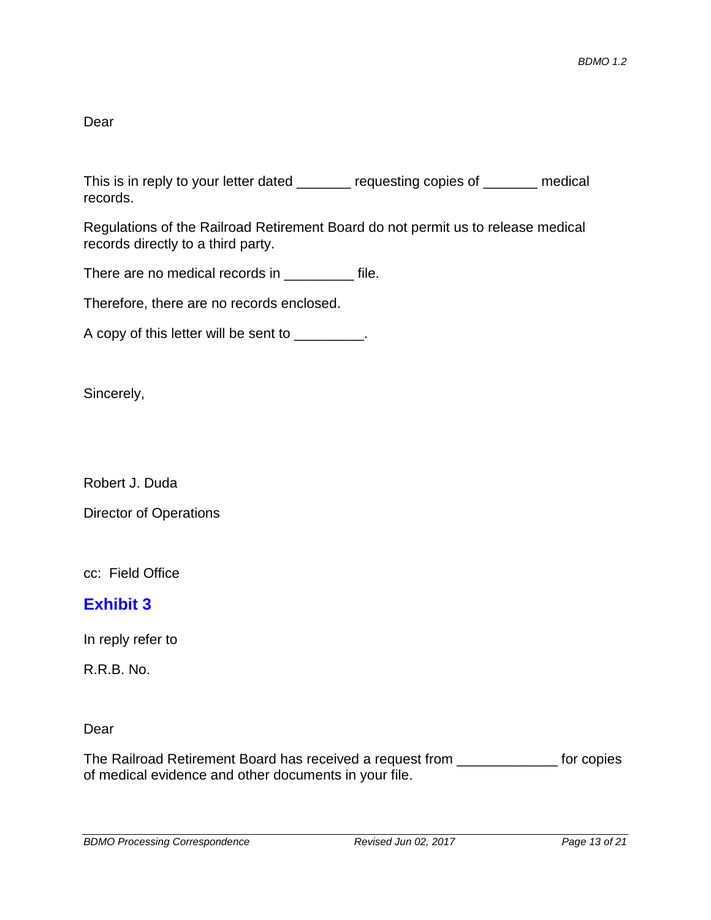Dear

This is in reply to your letter dated _______ requesting copies of _______ medical records.

Regulations of the Railroad Retirement Board do not permit us to release medical records directly to a third party.

There are no medical records in _________ file.

Therefore, there are no records enclosed.

A copy of this letter will be sent to _________.

Sincerely,

Robert J. Duda

Director of Operations

cc: Field Office

## Exhibit 3

In reply refer to

R.R.B. No.

Dear

The Railroad Retirement Board has received a request from _____________ for copies of medical evidence and other documents in your file.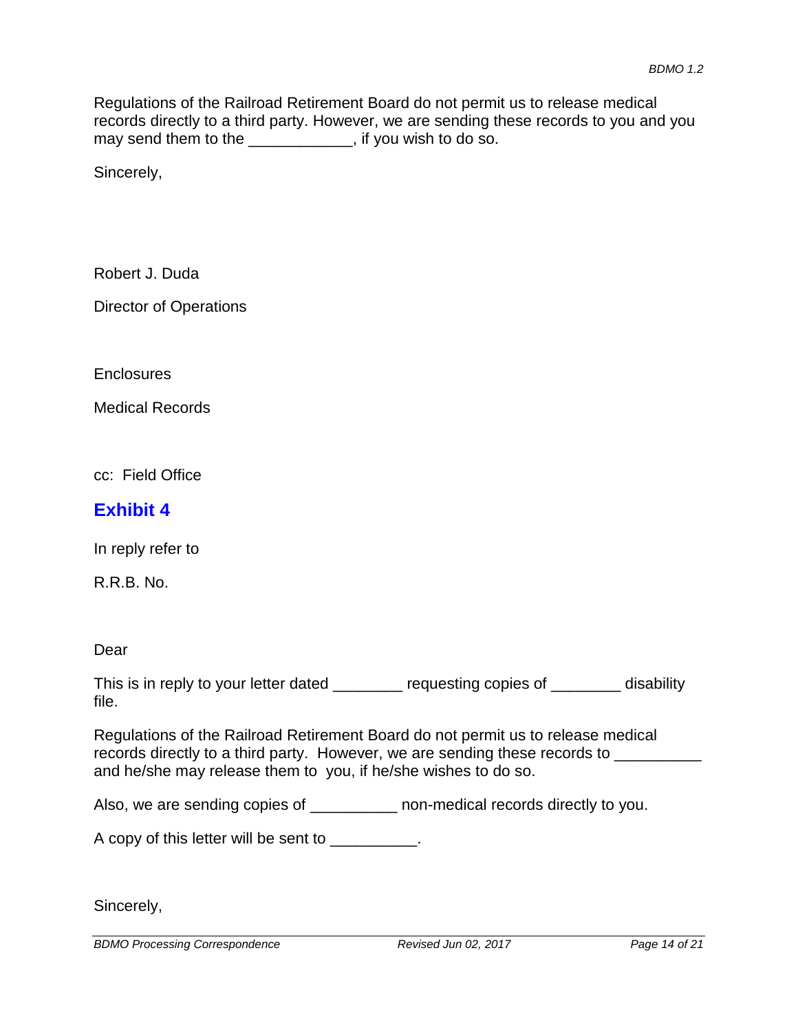Regulations of the Railroad Retirement Board do not permit us to release medical records directly to a third party. However, we are sending these records to you and you may send them to the ____________, if you wish to do so.

Sincerely,

Robert J. Duda

Director of Operations

Enclosures

Medical Records

cc: Field Office

## Exhibit 4

In reply refer to

R.R.B. No.

Dear

This is in reply to your letter dated ________ requesting copies of ________ disability file.

Regulations of the Railroad Retirement Board do not permit us to release medical records directly to a third party. However, we are sending these records to __________ and he/she may release them to you, if he/she wishes to do so.

Also, we are sending copies of __________ non-medical records directly to you.

A copy of this letter will be sent to __________.

Sincerely,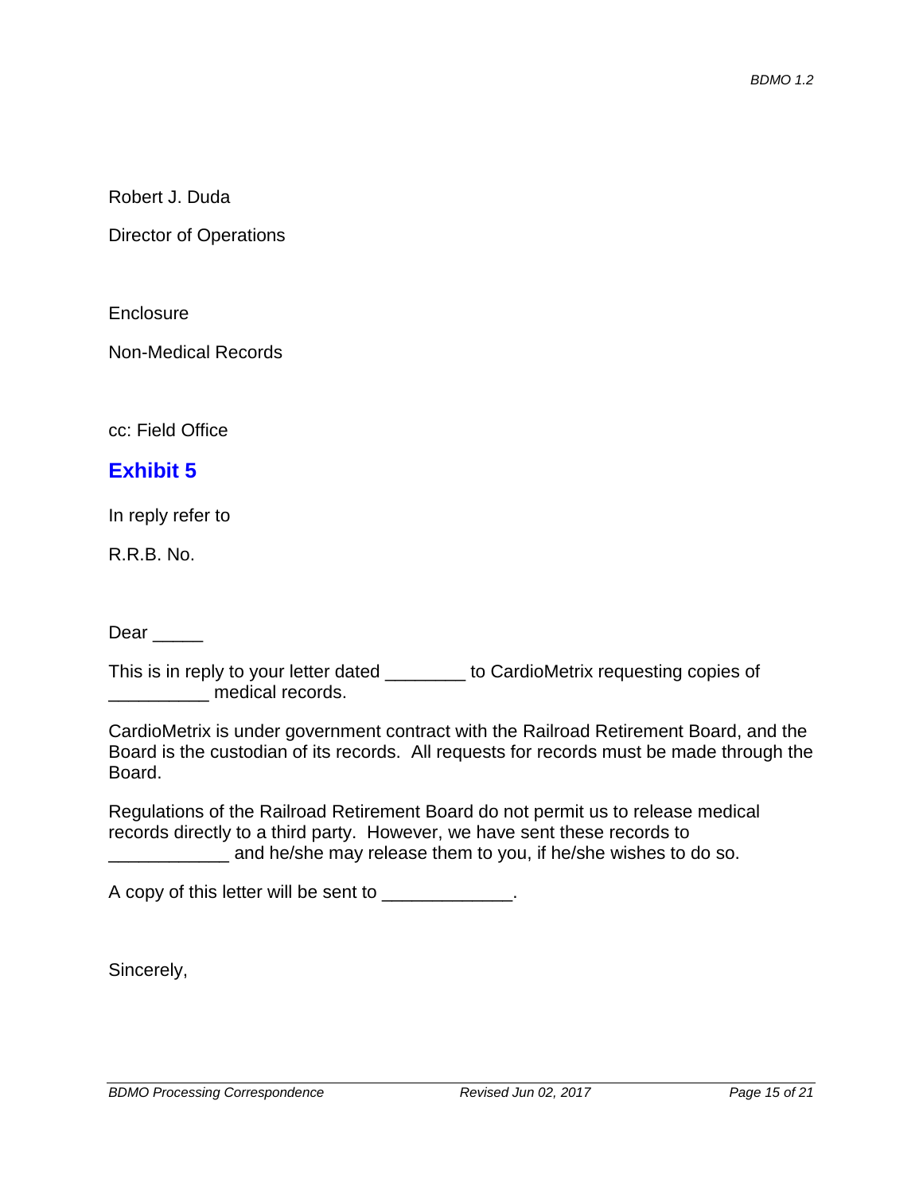Robert J. Duda

Director of Operations

Enclosure

Non-Medical Records

cc: Field Office

## Exhibit 5

In reply refer to

R.R.B. No.

Dear _____

This is in reply to your letter dated ________ to CardioMetrix requesting copies of __________ medical records.

CardioMetrix is under government contract with the Railroad Retirement Board, and the Board is the custodian of its records. All requests for records must be made through the Board.

Regulations of the Railroad Retirement Board do not permit us to release medical records directly to a third party. However, we have sent these records to ____________ and he/she may release them to you, if he/she wishes to do so.

A copy of this letter will be sent to _____________.

Sincerely,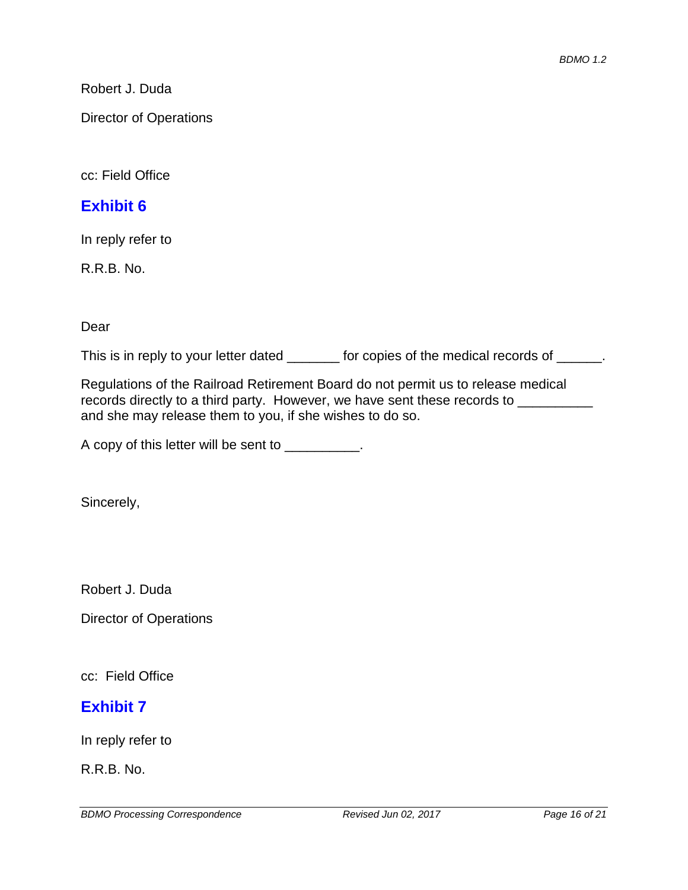Robert J. Duda

Director of Operations

cc: Field Office

## Exhibit 6

In reply refer to

R.R.B. No.

Dear

This is in reply to your letter dated _______ for copies of the medical records of ______.

Regulations of the Railroad Retirement Board do not permit us to release medical records directly to a third party.  However, we have sent these records to __________ and she may release them to you, if she wishes to do so.

A copy of this letter will be sent to __________.

Sincerely,

Robert J. Duda

Director of Operations

cc:  Field Office

## Exhibit 7

In reply refer to

R.R.B. No.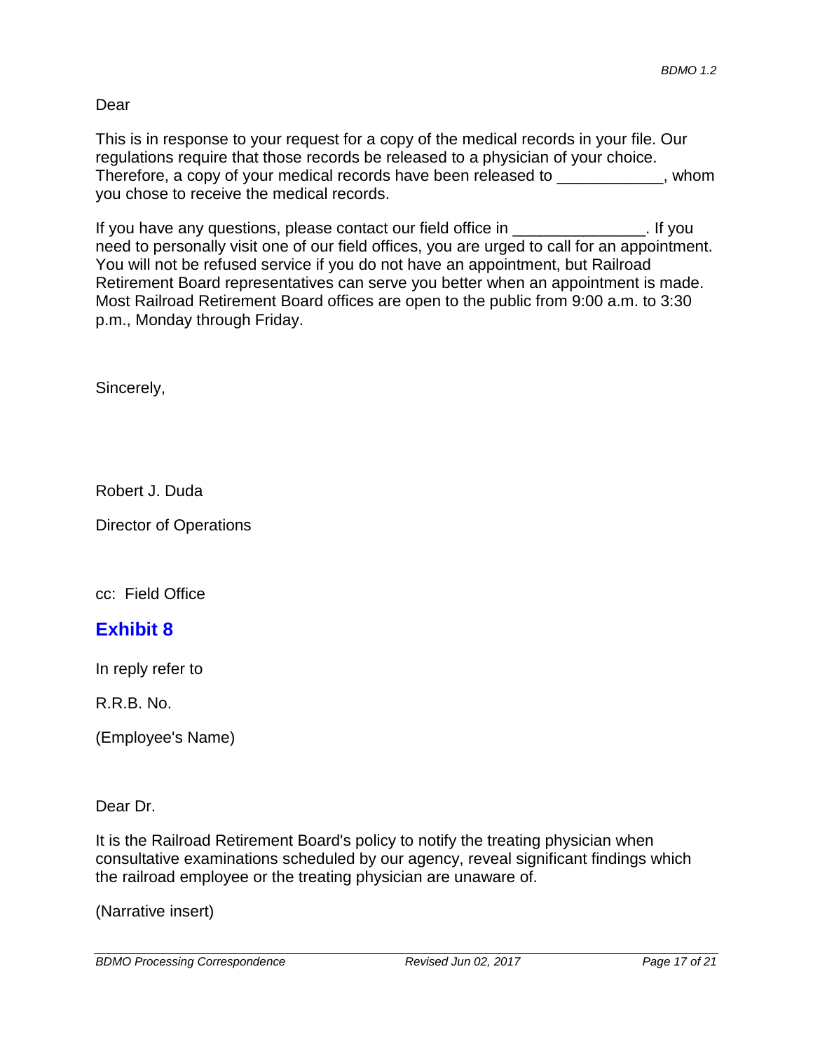Dear

This is in response to your request for a copy of the medical records in your file. Our regulations require that those records be released to a physician of your choice. Therefore, a copy of your medical records have been released to ____________, whom you chose to receive the medical records.

If you have any questions, please contact our field office in _______________. If you need to personally visit one of our field offices, you are urged to call for an appointment. You will not be refused service if you do not have an appointment, but Railroad Retirement Board representatives can serve you better when an appointment is made. Most Railroad Retirement Board offices are open to the public from 9:00 a.m. to 3:30 p.m., Monday through Friday.

Sincerely,

Robert J. Duda

Director of Operations

cc: Field Office

## Exhibit 8

In reply refer to

R.R.B. No.

(Employee's Name)

Dear Dr.

It is the Railroad Retirement Board's policy to notify the treating physician when consultative examinations scheduled by our agency, reveal significant findings which the railroad employee or the treating physician are unaware of.

(Narrative insert)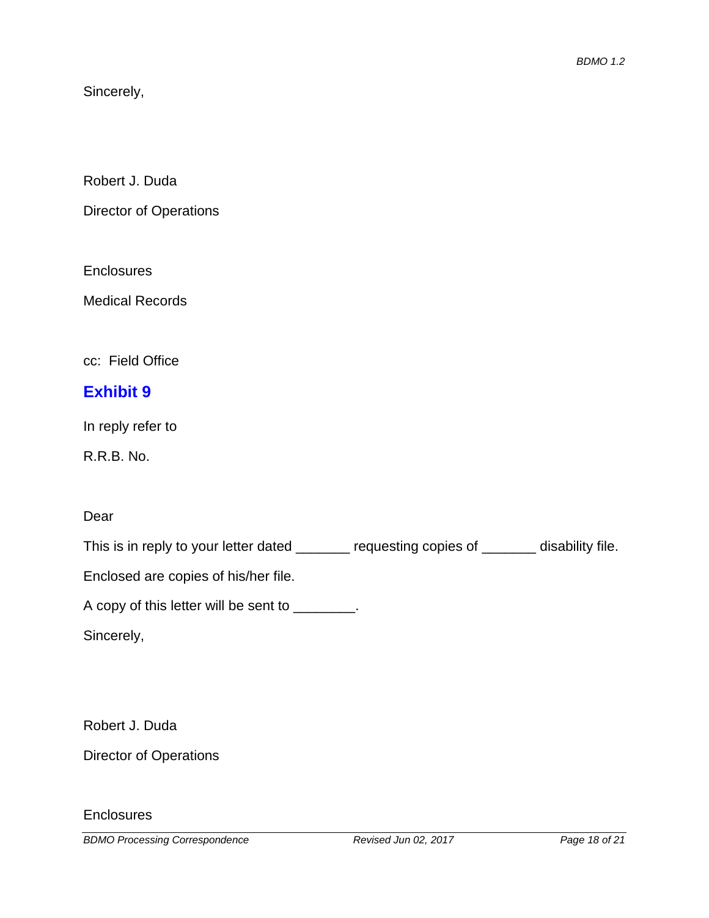Sincerely,

Robert J. Duda

Director of Operations

Enclosures

Medical Records

cc: Field Office

## Exhibit 9

In reply refer to

R.R.B. No.

Dear

This is in reply to your letter dated _______ requesting copies of _______ disability file.

Enclosed are copies of his/her file.

A copy of this letter will be sent to ________.

Sincerely,

Robert J. Duda

Director of Operations

Enclosures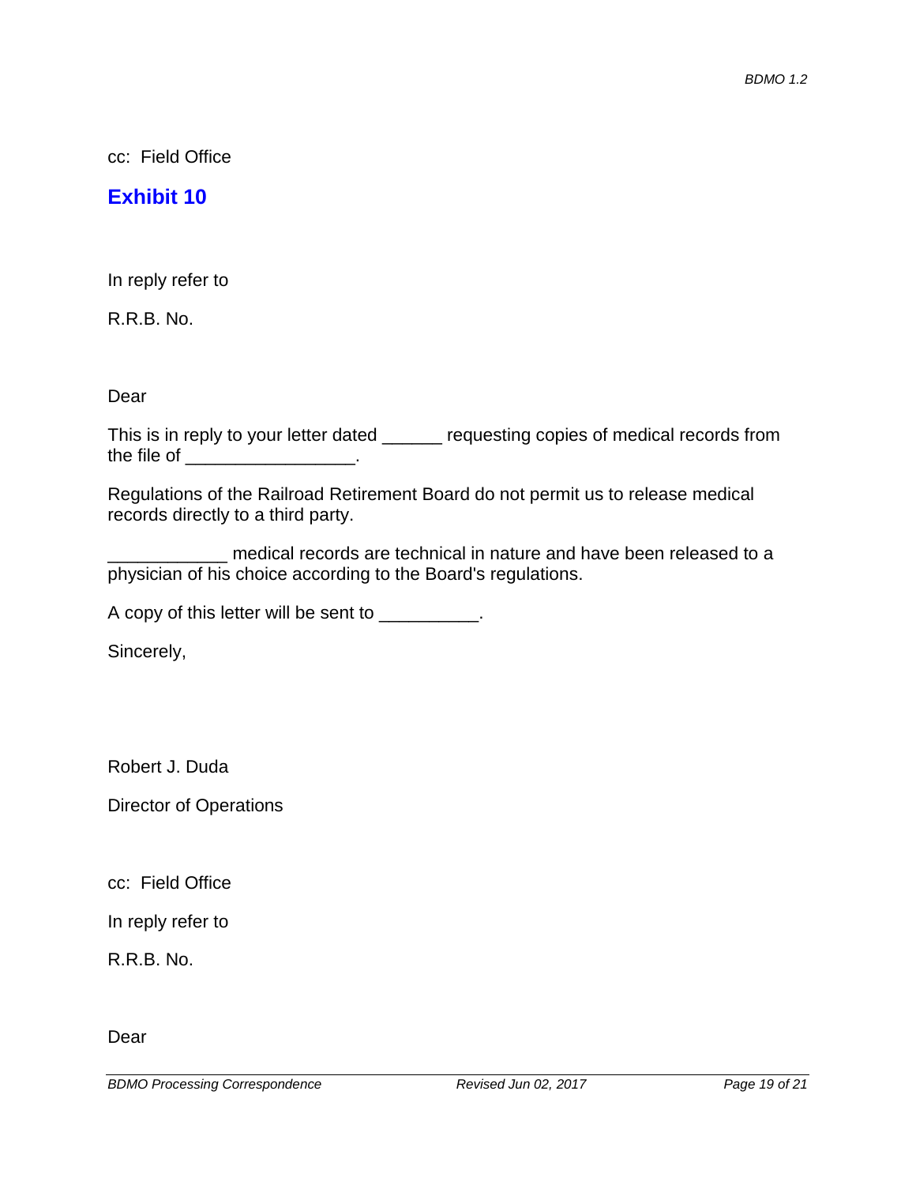cc: Field Office

## Exhibit 10

In reply refer to

R.R.B. No.

Dear

This is in reply to your letter dated ______ requesting copies of medical records from the file of _________________.

Regulations of the Railroad Retirement Board do not permit us to release medical records directly to a third party.

____________ medical records are technical in nature and have been released to a physician of his choice according to the Board's regulations.

A copy of this letter will be sent to __________.

Sincerely,

Robert J. Duda

Director of Operations

cc: Field Office

In reply refer to

R.R.B. No.

Dear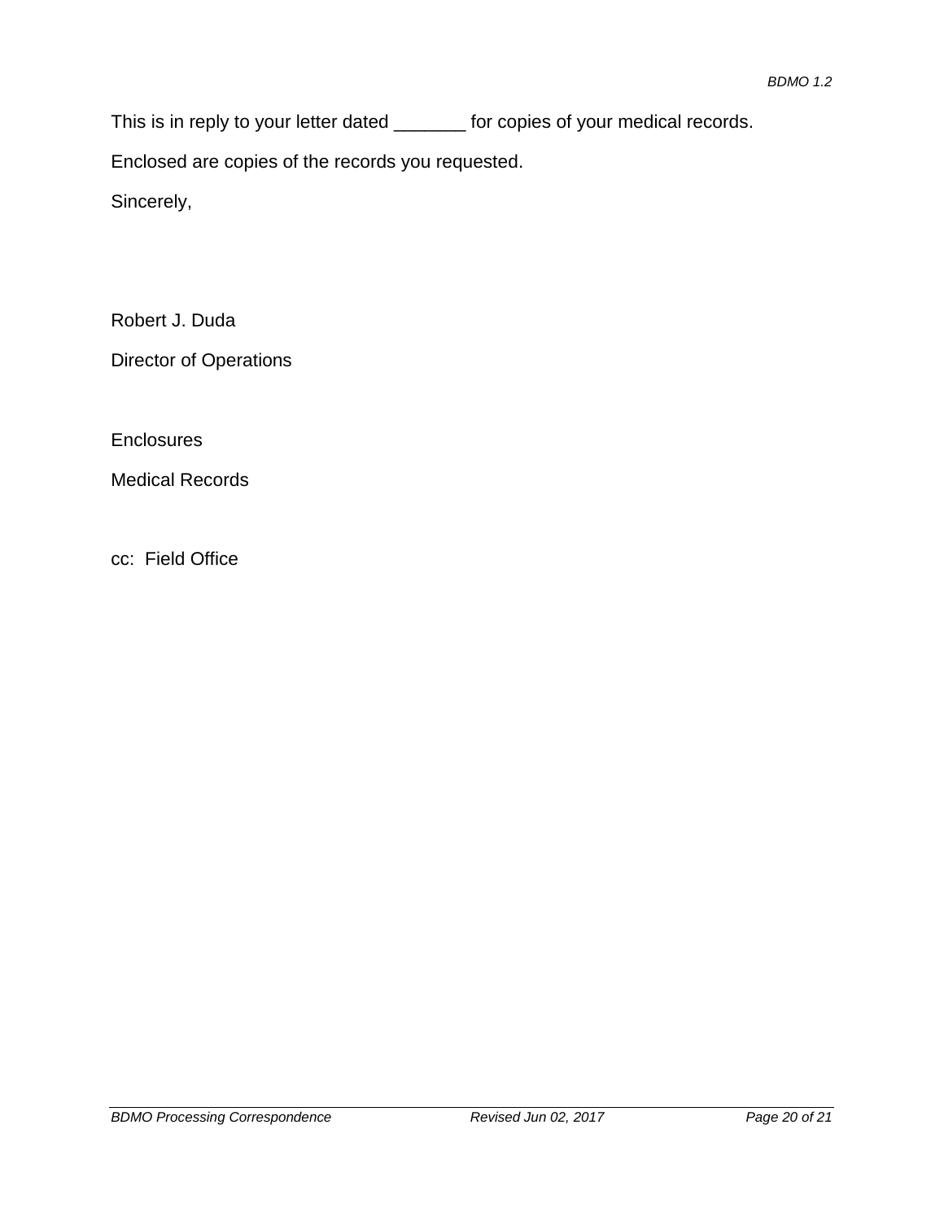This is in reply to your letter dated _______ for copies of your medical records.

Enclosed are copies of the records you requested.

Sincerely,

Robert J. Duda

Director of Operations

Enclosures

Medical Records

cc: Field Office